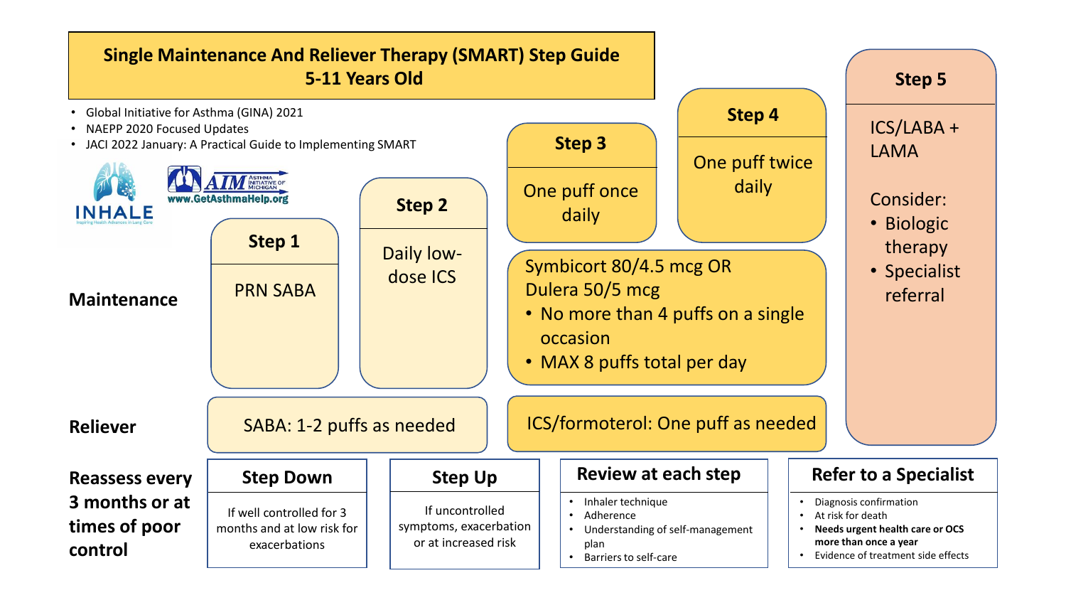# Single Maintenance And Reliever Therapy (SMART) Step Guide
## 5-11 Years Old

- Global Initiative for Asthma (GINA) 2021
- NAEPP 2020 Focused Updates
- JACI 2022 January: A Practical Guide to Implementing SMART

INHALE — Inspiring Health Advances in Lung Care

AIM Asthma Initiative of Michigan — www.GetAsthmaHelp.org

| | Step 1 | Step 2 | Step 3 | Step 4 | Step 5 |
|---|---|---|---|---|---|
| **Maintenance** | PRN SABA | Daily low-dose ICS | One puff once daily | One puff twice daily | ICS/LABA + LAMA<br><br>Consider:<br>• Biologic therapy<br>• Specialist referral |
| | | | Symbicort 80/4.5 mcg OR Dulera 50/5 mcg<br>• No more than 4 puffs on a single occasion<br>• MAX 8 puffs total per day | | |
| **Reliever** | SABA: 1-2 puffs as needed | | ICS/formoterol: One puff as needed | | |

**Reassess every 3 months or at times of poor control**

### Step Down
If well controlled for 3 months and at low risk for exacerbations

### Step Up
If uncontrolled symptoms, exacerbation or at increased risk

### Review at each step
- Inhaler technique
- Adherence
- Understanding of self-management plan
- Barriers to self-care

### Refer to a Specialist
- Diagnosis confirmation
- At risk for death
- **Needs urgent health care or OCS more than once a year**
- Evidence of treatment side effects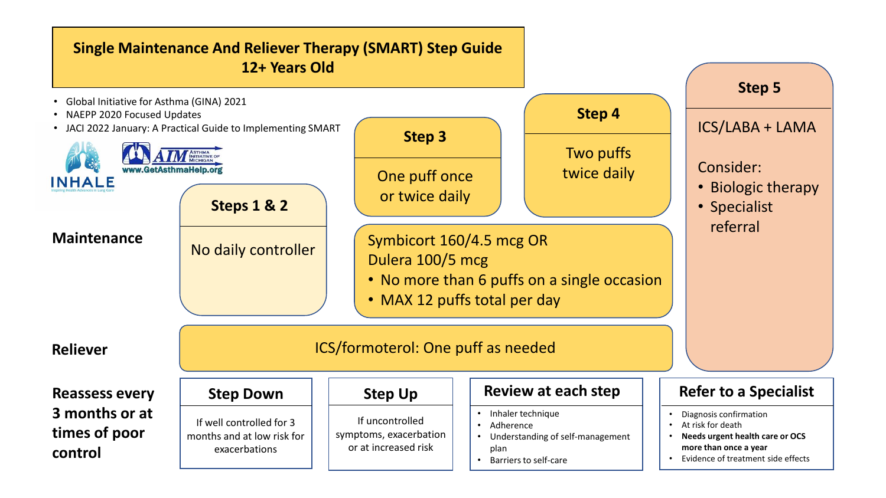# Single Maintenance And Reliever Therapy (SMART) Step Guide 12+ Years Old

- Global Initiative for Asthma (GINA) 2021
- NAEPP 2020 Focused Updates
- JACI 2022 January: A Practical Guide to Implementing SMART

INHALE

AIM Asthma Initiative of Michigan www.GetAsthmaHelp.org

| | Steps 1 & 2 | Step 3 | Step 4 | Step 5 |
|---|---|---|---|---|
| **Maintenance** | No daily controller | One puff once or twice daily | Two puffs twice daily | ICS/LABA + LAMA<br><br>Consider:<br>• Biologic therapy<br>• Specialist referral |
| | | Symbicort 160/4.5 mcg OR Dulera 100/5 mcg<br>• No more than 6 puffs on a single occasion<br>• MAX 12 puffs total per day | | |
| **Reliever** | ICS/formoterol: One puff as needed | | | |

**Reassess every 3 months or at times of poor control**

### Step Down

If well controlled for 3 months and at low risk for exacerbations

### Step Up

If uncontrolled symptoms, exacerbation or at increased risk

### Review at each step

- Inhaler technique
- Adherence
- Understanding of self-management plan
- Barriers to self-care

### Refer to a Specialist

- Diagnosis confirmation
- At risk for death
- **Needs urgent health care or OCS more than once a year**
- Evidence of treatment side effects